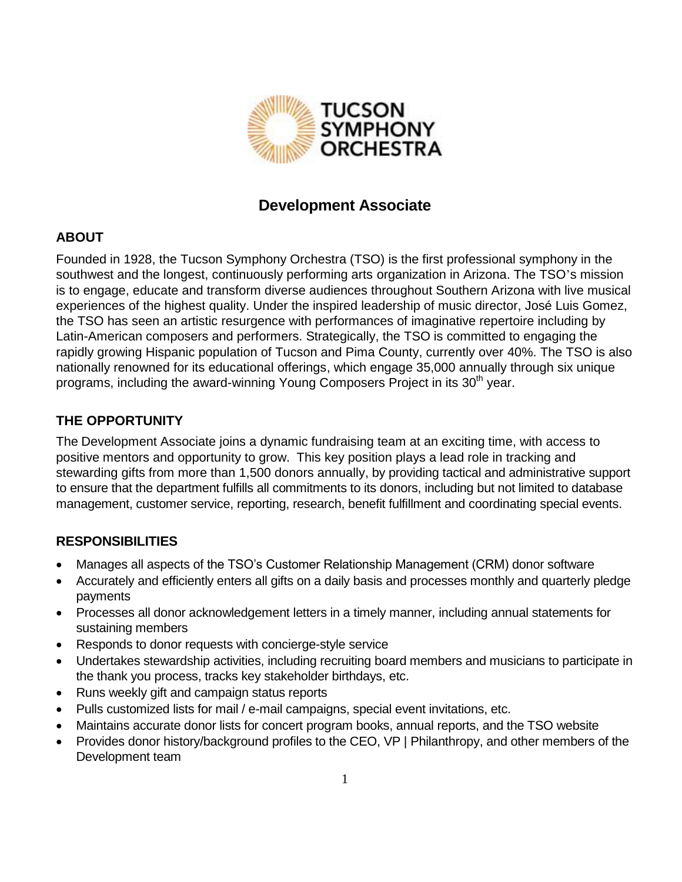# Development Associate

## ABOUT

Founded in 1928, the Tucson Symphony Orchestra (TSO) is the first professional symphony in the southwest and the longest, continuously performing arts organization in Arizona. The TSO's mission is to engage, educate and transform diverse audiences throughout Southern Arizona with live musical experiences of the highest quality. Under the inspired leadership of music director, José Luis Gomez, the TSO has seen an artistic resurgence with performances of imaginative repertoire including by Latin-American composers and performers. Strategically, the TSO is committed to engaging the rapidly growing Hispanic population of Tucson and Pima County, currently over 40%. The TSO is also nationally renowned for its educational offerings, which engage 35,000 annually through six unique programs, including the award-winning Young Composers Project in its 30th year.

## THE OPPORTUNITY

The Development Associate joins a dynamic fundraising team at an exciting time, with access to positive mentors and opportunity to grow. This key position plays a lead role in tracking and stewarding gifts from more than 1,500 donors annually, by providing tactical and administrative support to ensure that the department fulfills all commitments to its donors, including but not limited to database management, customer service, reporting, research, benefit fulfillment and coordinating special events.

## RESPONSIBILITIES

- Manages all aspects of the TSO's Customer Relationship Management (CRM) donor software
- Accurately and efficiently enters all gifts on a daily basis and processes monthly and quarterly pledge payments
- Processes all donor acknowledgement letters in a timely manner, including annual statements for sustaining members
- Responds to donor requests with concierge-style service
- Undertakes stewardship activities, including recruiting board members and musicians to participate in the thank you process, tracks key stakeholder birthdays, etc.
- Runs weekly gift and campaign status reports
- Pulls customized lists for mail / e-mail campaigns, special event invitations, etc.
- Maintains accurate donor lists for concert program books, annual reports, and the TSO website
- Provides donor history/background profiles to the CEO, VP | Philanthropy, and other members of the Development team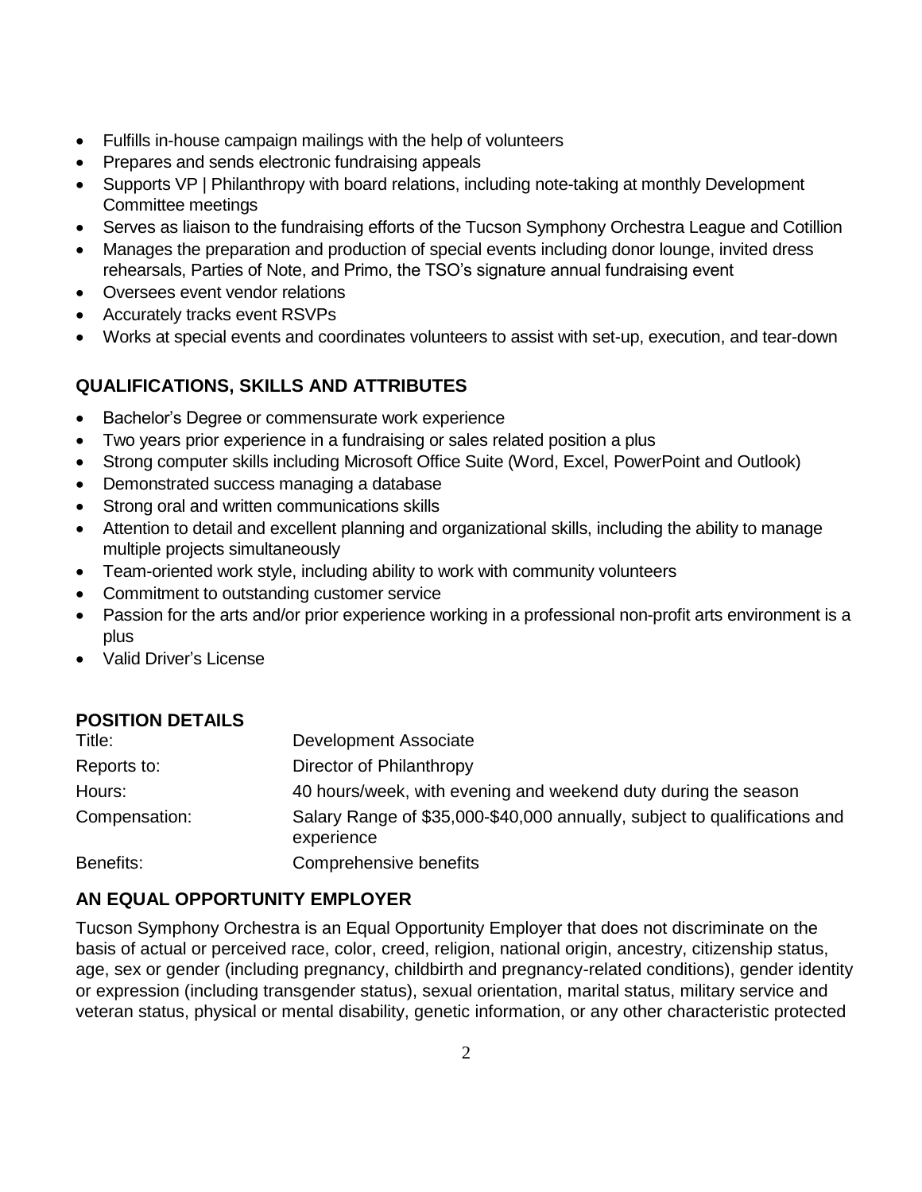- Fulfills in-house campaign mailings with the help of volunteers
- Prepares and sends electronic fundraising appeals
- Supports VP | Philanthropy with board relations, including note-taking at monthly Development Committee meetings
- Serves as liaison to the fundraising efforts of the Tucson Symphony Orchestra League and Cotillion
- Manages the preparation and production of special events including donor lounge, invited dress rehearsals, Parties of Note, and Primo, the TSO's signature annual fundraising event
- Oversees event vendor relations
- Accurately tracks event RSVPs
- Works at special events and coordinates volunteers to assist with set-up, execution, and tear-down

## QUALIFICATIONS, SKILLS AND ATTRIBUTES

- Bachelor's Degree or commensurate work experience
- Two years prior experience in a fundraising or sales related position a plus
- Strong computer skills including Microsoft Office Suite (Word, Excel, PowerPoint and Outlook)
- Demonstrated success managing a database
- Strong oral and written communications skills
- Attention to detail and excellent planning and organizational skills, including the ability to manage multiple projects simultaneously
- Team-oriented work style, including ability to work with community volunteers
- Commitment to outstanding customer service
- Passion for the arts and/or prior experience working in a professional non-profit arts environment is a plus
- Valid Driver's License

## POSITION DETAILS

| | |
|---|---|
| Title: | Development Associate |
| Reports to: | Director of Philanthropy |
| Hours: | 40 hours/week, with evening and weekend duty during the season |
| Compensation: | Salary Range of $35,000-$40,000 annually, subject to qualifications and experience |
| Benefits: | Comprehensive benefits |

## AN EQUAL OPPORTUNITY EMPLOYER

Tucson Symphony Orchestra is an Equal Opportunity Employer that does not discriminate on the basis of actual or perceived race, color, creed, religion, national origin, ancestry, citizenship status, age, sex or gender (including pregnancy, childbirth and pregnancy-related conditions), gender identity or expression (including transgender status), sexual orientation, marital status, military service and veteran status, physical or mental disability, genetic information, or any other characteristic protected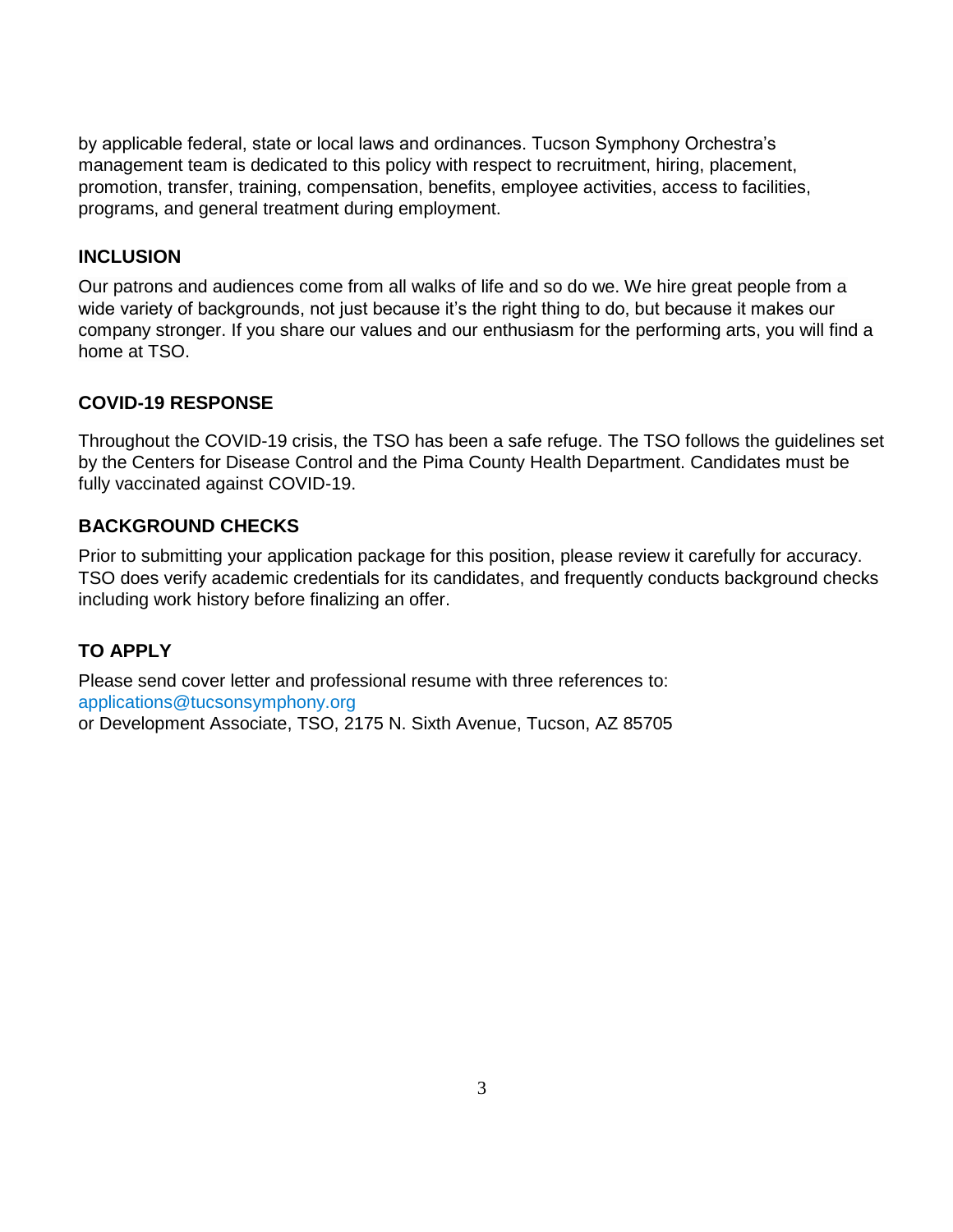by applicable federal, state or local laws and ordinances. Tucson Symphony Orchestra's management team is dedicated to this policy with respect to recruitment, hiring, placement, promotion, transfer, training, compensation, benefits, employee activities, access to facilities, programs, and general treatment during employment.

## INCLUSION

Our patrons and audiences come from all walks of life and so do we. We hire great people from a wide variety of backgrounds, not just because it's the right thing to do, but because it makes our company stronger. If you share our values and our enthusiasm for the performing arts, you will find a home at TSO.

## COVID-19 RESPONSE

Throughout the COVID-19 crisis, the TSO has been a safe refuge. The TSO follows the guidelines set by the Centers for Disease Control and the Pima County Health Department. Candidates must be fully vaccinated against COVID-19.

## BACKGROUND CHECKS

Prior to submitting your application package for this position, please review it carefully for accuracy. TSO does verify academic credentials for its candidates, and frequently conducts background checks including work history before finalizing an offer.

## TO APPLY

Please send cover letter and professional resume with three references to:
applications@tucsonsymphony.org
or Development Associate, TSO, 2175 N. Sixth Avenue, Tucson, AZ 85705